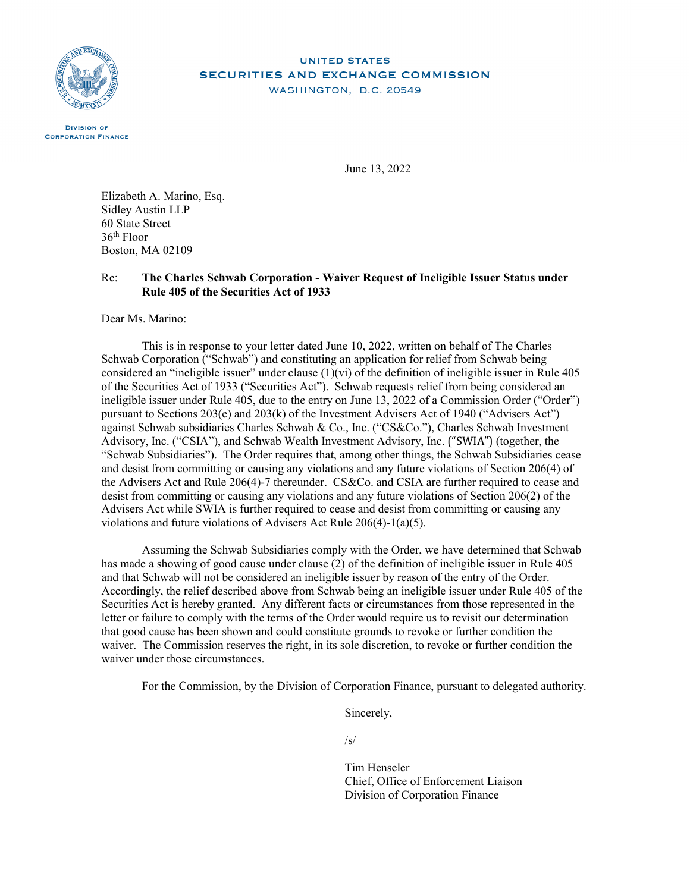UNITED STATES
SECURITIES AND EXCHANGE COMMISSION
WASHINGTON, D.C. 20549

DIVISION OF
CORPORATION FINANCE

June 13, 2022

Elizabeth A. Marino, Esq.
Sidley Austin LLP
60 State Street
36th Floor
Boston, MA 02109

Re: **The Charles Schwab Corporation - Waiver Request of Ineligible Issuer Status under Rule 405 of the Securities Act of 1933**

Dear Ms. Marino:

This is in response to your letter dated June 10, 2022, written on behalf of The Charles Schwab Corporation ("Schwab") and constituting an application for relief from Schwab being considered an "ineligible issuer" under clause (1)(vi) of the definition of ineligible issuer in Rule 405 of the Securities Act of 1933 ("Securities Act"). Schwab requests relief from being considered an ineligible issuer under Rule 405, due to the entry on June 13, 2022 of a Commission Order ("Order") pursuant to Sections 203(e) and 203(k) of the Investment Advisers Act of 1940 ("Advisers Act") against Schwab subsidiaries Charles Schwab & Co., Inc. ("CS&Co."), Charles Schwab Investment Advisory, Inc. ("CSIA"), and Schwab Wealth Investment Advisory, Inc. ("SWIA") (together, the "Schwab Subsidiaries"). The Order requires that, among other things, the Schwab Subsidiaries cease and desist from committing or causing any violations and any future violations of Section 206(4) of the Advisers Act and Rule 206(4)-7 thereunder. CS&Co. and CSIA are further required to cease and desist from committing or causing any violations and any future violations of Section 206(2) of the Advisers Act while SWIA is further required to cease and desist from committing or causing any violations and future violations of Advisers Act Rule 206(4)-1(a)(5).

Assuming the Schwab Subsidiaries comply with the Order, we have determined that Schwab has made a showing of good cause under clause (2) of the definition of ineligible issuer in Rule 405 and that Schwab will not be considered an ineligible issuer by reason of the entry of the Order. Accordingly, the relief described above from Schwab being an ineligible issuer under Rule 405 of the Securities Act is hereby granted. Any different facts or circumstances from those represented in the letter or failure to comply with the terms of the Order would require us to revisit our determination that good cause has been shown and could constitute grounds to revoke or further condition the waiver. The Commission reserves the right, in its sole discretion, to revoke or further condition the waiver under those circumstances.

For the Commission, by the Division of Corporation Finance, pursuant to delegated authority.

Sincerely,

/s/

Tim Henseler
Chief, Office of Enforcement Liaison
Division of Corporation Finance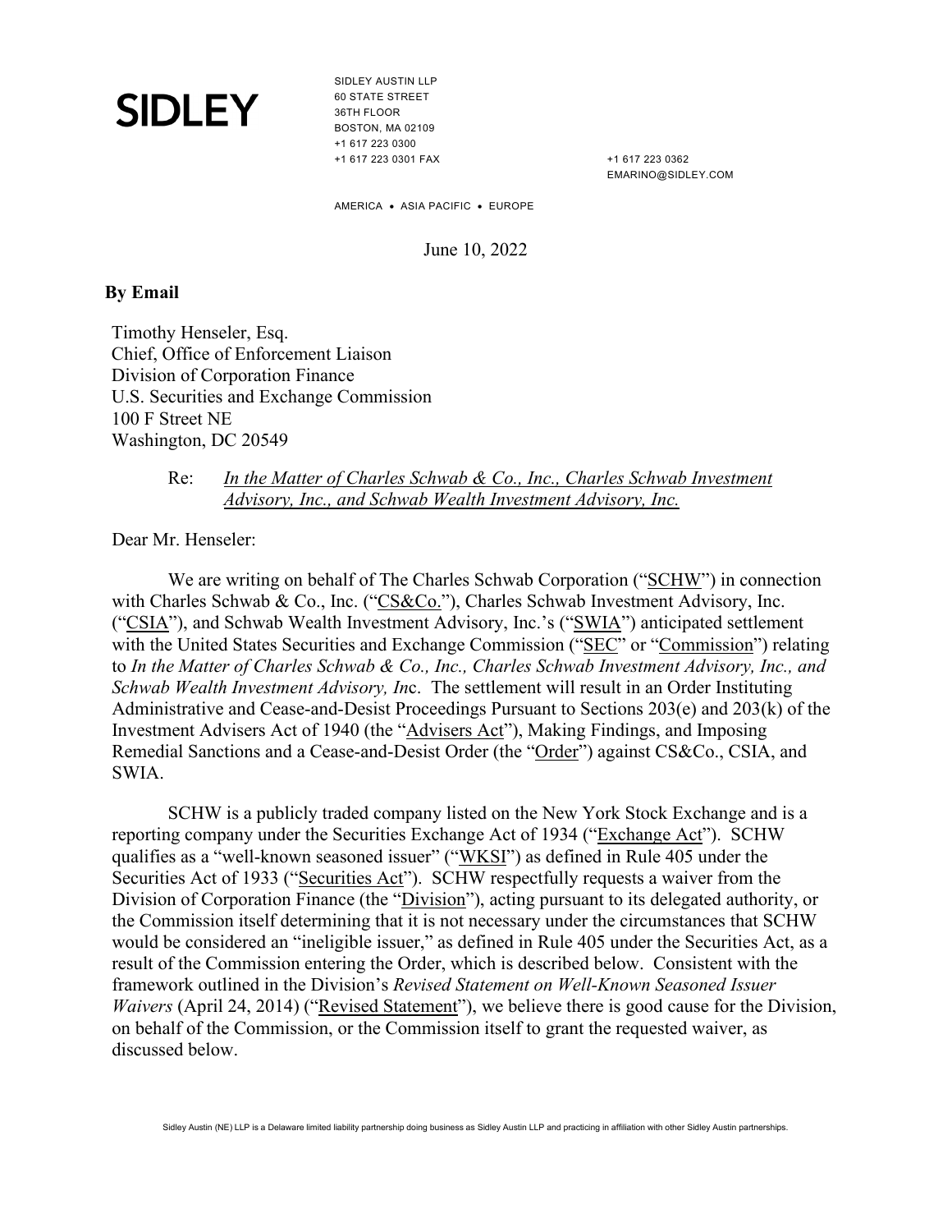SIDLEY

SIDLEY AUSTIN LLP
60 STATE STREET
36TH FLOOR
BOSTON, MA 02109
+1 617 223 0300
+1 617 223 0301 FAX

+1 617 223 0362
EMARINO@SIDLEY.COM

AMERICA • ASIA PACIFIC • EUROPE

June 10, 2022

**By Email**

Timothy Henseler, Esq.
Chief, Office of Enforcement Liaison
Division of Corporation Finance
U.S. Securities and Exchange Commission
100 F Street NE
Washington, DC 20549

Re: *In the Matter of Charles Schwab & Co., Inc., Charles Schwab Investment Advisory, Inc., and Schwab Wealth Investment Advisory, Inc.*

Dear Mr. Henseler:

We are writing on behalf of The Charles Schwab Corporation ("SCHW") in connection with Charles Schwab & Co., Inc. ("CS&Co."), Charles Schwab Investment Advisory, Inc. ("CSIA"), and Schwab Wealth Investment Advisory, Inc.'s ("SWIA") anticipated settlement with the United States Securities and Exchange Commission ("SEC" or "Commission") relating to *In the Matter of Charles Schwab & Co., Inc., Charles Schwab Investment Advisory, Inc., and Schwab Wealth Investment Advisory, Inc*. The settlement will result in an Order Instituting Administrative and Cease-and-Desist Proceedings Pursuant to Sections 203(e) and 203(k) of the Investment Advisers Act of 1940 (the "Advisers Act"), Making Findings, and Imposing Remedial Sanctions and a Cease-and-Desist Order (the "Order") against CS&Co., CSIA, and SWIA.

SCHW is a publicly traded company listed on the New York Stock Exchange and is a reporting company under the Securities Exchange Act of 1934 ("Exchange Act"). SCHW qualifies as a "well-known seasoned issuer" ("WKSI") as defined in Rule 405 under the Securities Act of 1933 ("Securities Act"). SCHW respectfully requests a waiver from the Division of Corporation Finance (the "Division"), acting pursuant to its delegated authority, or the Commission itself determining that it is not necessary under the circumstances that SCHW would be considered an "ineligible issuer," as defined in Rule 405 under the Securities Act, as a result of the Commission entering the Order, which is described below. Consistent with the framework outlined in the Division's *Revised Statement on Well-Known Seasoned Issuer Waivers* (April 24, 2014) ("Revised Statement"), we believe there is good cause for the Division, on behalf of the Commission, or the Commission itself to grant the requested waiver, as discussed below.

Sidley Austin (NE) LLP is a Delaware limited liability partnership doing business as Sidley Austin LLP and practicing in affiliation with other Sidley Austin partnerships.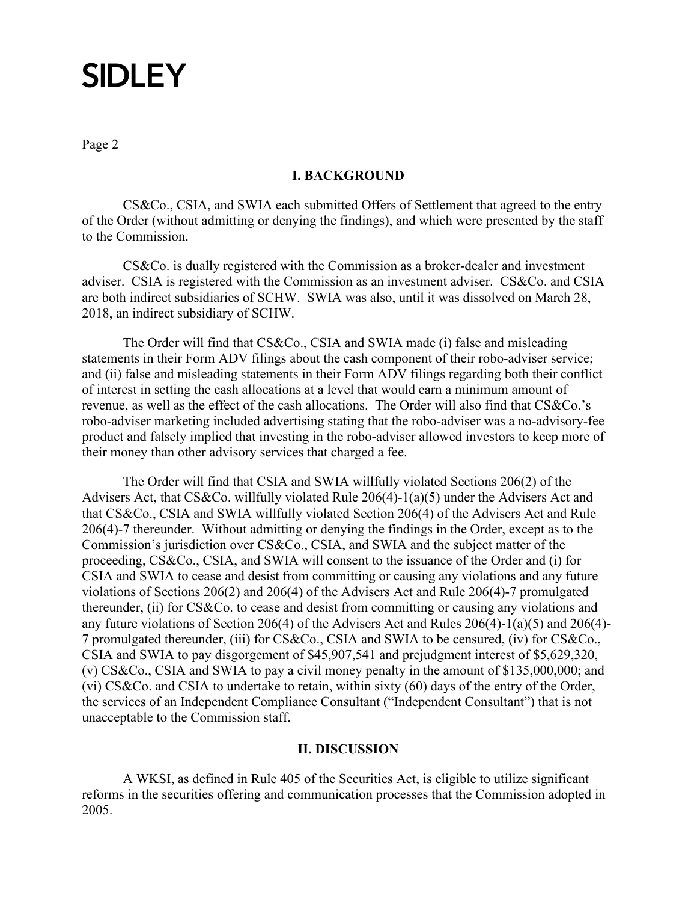## I. BACKGROUND

CS&Co., CSIA, and SWIA each submitted Offers of Settlement that agreed to the entry of the Order (without admitting or denying the findings), and which were presented by the staff to the Commission.

CS&Co. is dually registered with the Commission as a broker-dealer and investment adviser. CSIA is registered with the Commission as an investment adviser. CS&Co. and CSIA are both indirect subsidiaries of SCHW. SWIA was also, until it was dissolved on March 28, 2018, an indirect subsidiary of SCHW.

The Order will find that CS&Co., CSIA and SWIA made (i) false and misleading statements in their Form ADV filings about the cash component of their robo-adviser service; and (ii) false and misleading statements in their Form ADV filings regarding both their conflict of interest in setting the cash allocations at a level that would earn a minimum amount of revenue, as well as the effect of the cash allocations. The Order will also find that CS&Co.'s robo-adviser marketing included advertising stating that the robo-adviser was a no-advisory-fee product and falsely implied that investing in the robo-adviser allowed investors to keep more of their money than other advisory services that charged a fee.

The Order will find that CSIA and SWIA willfully violated Sections 206(2) of the Advisers Act, that CS&Co. willfully violated Rule 206(4)-1(a)(5) under the Advisers Act and that CS&Co., CSIA and SWIA willfully violated Section 206(4) of the Advisers Act and Rule 206(4)-7 thereunder. Without admitting or denying the findings in the Order, except as to the Commission's jurisdiction over CS&Co., CSIA, and SWIA and the subject matter of the proceeding, CS&Co., CSIA, and SWIA will consent to the issuance of the Order and (i) for CSIA and SWIA to cease and desist from committing or causing any violations and any future violations of Sections 206(2) and 206(4) of the Advisers Act and Rule 206(4)-7 promulgated thereunder, (ii) for CS&Co. to cease and desist from committing or causing any violations and any future violations of Section 206(4) of the Advisers Act and Rules 206(4)-1(a)(5) and 206(4)-7 promulgated thereunder, (iii) for CS&Co., CSIA and SWIA to be censured, (iv) for CS&Co., CSIA and SWIA to pay disgorgement of $45,907,541 and prejudgment interest of $5,629,320, (v) CS&Co., CSIA and SWIA to pay a civil money penalty in the amount of $135,000,000; and (vi) CS&Co. and CSIA to undertake to retain, within sixty (60) days of the entry of the Order, the services of an Independent Compliance Consultant ("Independent Consultant") that is not unacceptable to the Commission staff.

## II. DISCUSSION

A WKSI, as defined in Rule 405 of the Securities Act, is eligible to utilize significant reforms in the securities offering and communication processes that the Commission adopted in 2005.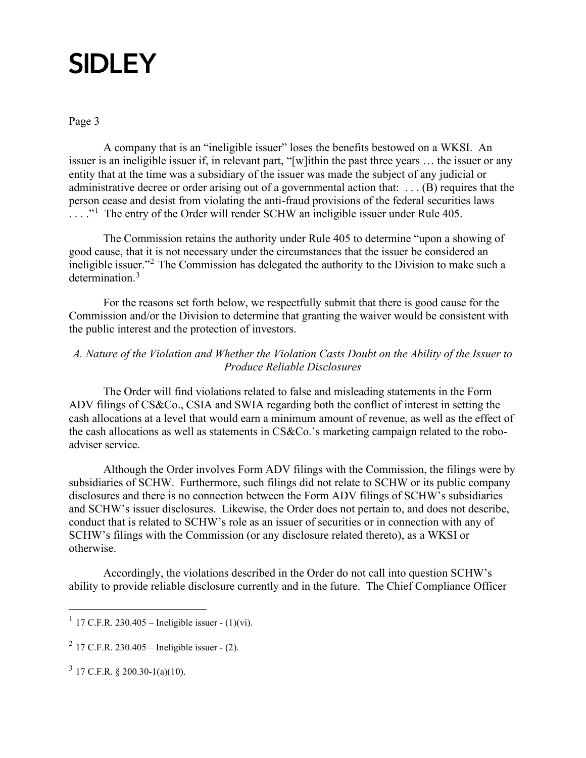A company that is an "ineligible issuer" loses the benefits bestowed on a WKSI. An issuer is an ineligible issuer if, in relevant part, "[w]ithin the past three years … the issuer or any entity that at the time was a subsidiary of the issuer was made the subject of any judicial or administrative decree or order arising out of a governmental action that: . . . (B) requires that the person cease and desist from violating the anti-fraud provisions of the federal securities laws . . . ."[1] The entry of the Order will render SCHW an ineligible issuer under Rule 405.

The Commission retains the authority under Rule 405 to determine "upon a showing of good cause, that it is not necessary under the circumstances that the issuer be considered an ineligible issuer."[2] The Commission has delegated the authority to the Division to make such a determination.[3]

For the reasons set forth below, we respectfully submit that there is good cause for the Commission and/or the Division to determine that granting the waiver would be consistent with the public interest and the protection of investors.

*A. Nature of the Violation and Whether the Violation Casts Doubt on the Ability of the Issuer to Produce Reliable Disclosures*

The Order will find violations related to false and misleading statements in the Form ADV filings of CS&Co., CSIA and SWIA regarding both the conflict of interest in setting the cash allocations at a level that would earn a minimum amount of revenue, as well as the effect of the cash allocations as well as statements in CS&Co.'s marketing campaign related to the robo-adviser service.

Although the Order involves Form ADV filings with the Commission, the filings were by subsidiaries of SCHW. Furthermore, such filings did not relate to SCHW or its public company disclosures and there is no connection between the Form ADV filings of SCHW's subsidiaries and SCHW's issuer disclosures. Likewise, the Order does not pertain to, and does not describe, conduct that is related to SCHW's role as an issuer of securities or in connection with any of SCHW's filings with the Commission (or any disclosure related thereto), as a WKSI or otherwise.

Accordingly, the violations described in the Order do not call into question SCHW's ability to provide reliable disclosure currently and in the future. The Chief Compliance Officer

---

[1] 17 C.F.R. 230.405 – Ineligible issuer - (1)(vi).

[2] 17 C.F.R. 230.405 – Ineligible issuer - (2).

[3] 17 C.F.R. § 200.30-1(a)(10).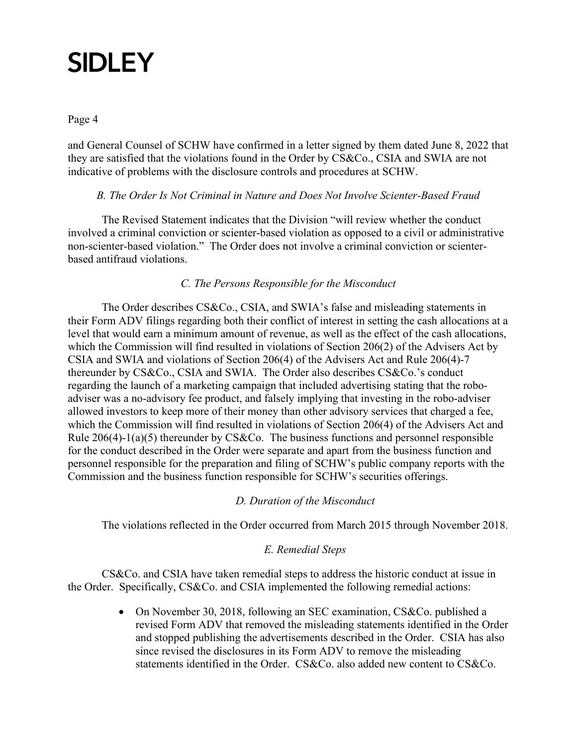and General Counsel of SCHW have confirmed in a letter signed by them dated June 8, 2022 that they are satisfied that the violations found in the Order by CS&Co., CSIA and SWIA are not indicative of problems with the disclosure controls and procedures at SCHW.

*B. The Order Is Not Criminal in Nature and Does Not Involve Scienter-Based Fraud*

The Revised Statement indicates that the Division "will review whether the conduct involved a criminal conviction or scienter-based violation as opposed to a civil or administrative non-scienter-based violation." The Order does not involve a criminal conviction or scienter-based antifraud violations.

*C. The Persons Responsible for the Misconduct*

The Order describes CS&Co., CSIA, and SWIA's false and misleading statements in their Form ADV filings regarding both their conflict of interest in setting the cash allocations at a level that would earn a minimum amount of revenue, as well as the effect of the cash allocations, which the Commission will find resulted in violations of Section 206(2) of the Advisers Act by CSIA and SWIA and violations of Section 206(4) of the Advisers Act and Rule 206(4)-7 thereunder by CS&Co., CSIA and SWIA. The Order also describes CS&Co.'s conduct regarding the launch of a marketing campaign that included advertising stating that the robo-adviser was a no-advisory fee product, and falsely implying that investing in the robo-adviser allowed investors to keep more of their money than other advisory services that charged a fee, which the Commission will find resulted in violations of Section 206(4) of the Advisers Act and Rule 206(4)-1(a)(5) thereunder by CS&Co. The business functions and personnel responsible for the conduct described in the Order were separate and apart from the business function and personnel responsible for the preparation and filing of SCHW's public company reports with the Commission and the business function responsible for SCHW's securities offerings.

*D. Duration of the Misconduct*

The violations reflected in the Order occurred from March 2015 through November 2018.

*E. Remedial Steps*

CS&Co. and CSIA have taken remedial steps to address the historic conduct at issue in the Order. Specifically, CS&Co. and CSIA implemented the following remedial actions:

- On November 30, 2018, following an SEC examination, CS&Co. published a revised Form ADV that removed the misleading statements identified in the Order and stopped publishing the advertisements described in the Order. CSIA has also since revised the disclosures in its Form ADV to remove the misleading statements identified in the Order. CS&Co. also added new content to CS&Co.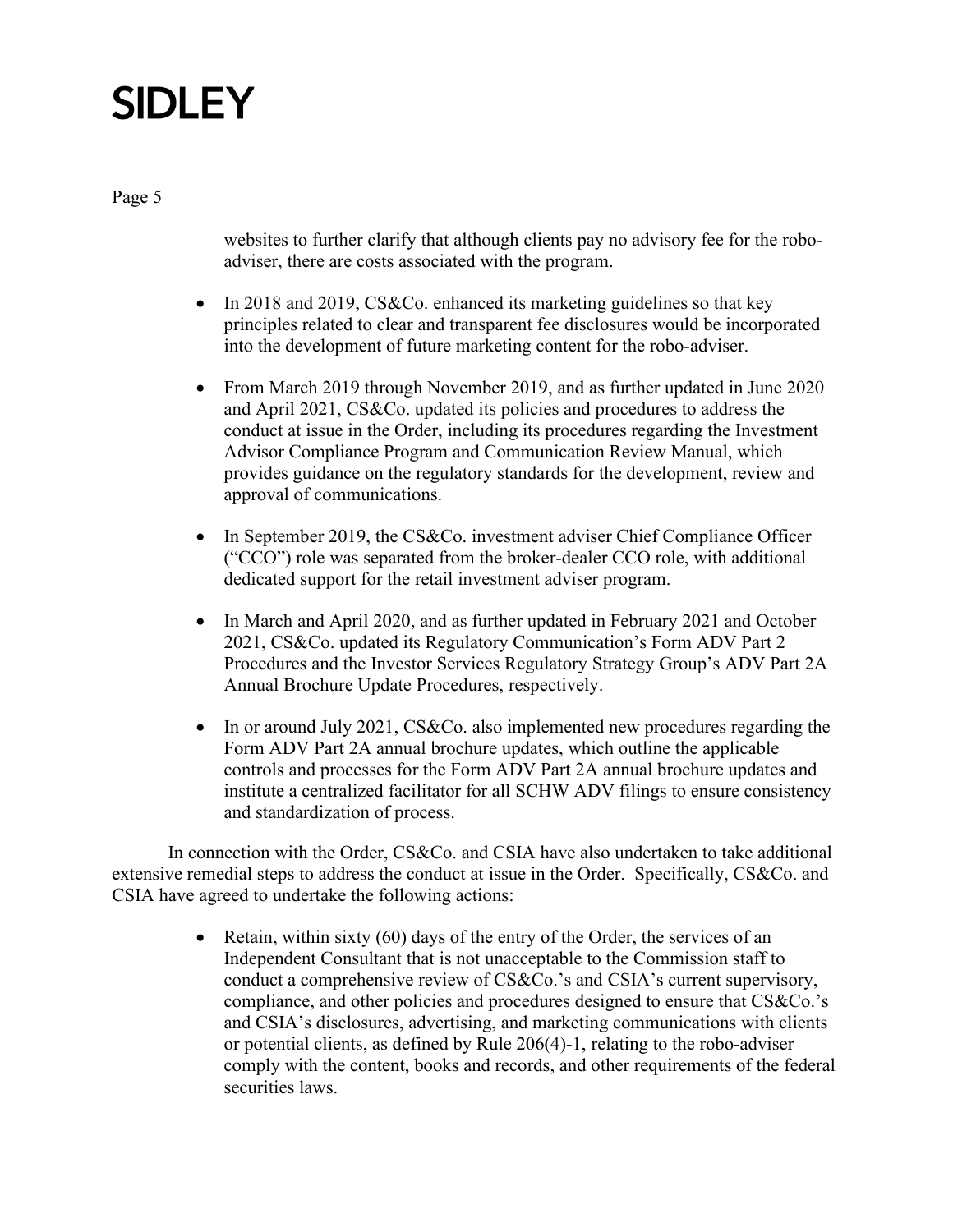websites to further clarify that although clients pay no advisory fee for the robo-adviser, there are costs associated with the program.

- In 2018 and 2019, CS&Co. enhanced its marketing guidelines so that key principles related to clear and transparent fee disclosures would be incorporated into the development of future marketing content for the robo-adviser.

- From March 2019 through November 2019, and as further updated in June 2020 and April 2021, CS&Co. updated its policies and procedures to address the conduct at issue in the Order, including its procedures regarding the Investment Advisor Compliance Program and Communication Review Manual, which provides guidance on the regulatory standards for the development, review and approval of communications.

- In September 2019, the CS&Co. investment adviser Chief Compliance Officer ("CCO") role was separated from the broker-dealer CCO role, with additional dedicated support for the retail investment adviser program.

- In March and April 2020, and as further updated in February 2021 and October 2021, CS&Co. updated its Regulatory Communication's Form ADV Part 2 Procedures and the Investor Services Regulatory Strategy Group's ADV Part 2A Annual Brochure Update Procedures, respectively.

- In or around July 2021, CS&Co. also implemented new procedures regarding the Form ADV Part 2A annual brochure updates, which outline the applicable controls and processes for the Form ADV Part 2A annual brochure updates and institute a centralized facilitator for all SCHW ADV filings to ensure consistency and standardization of process.

In connection with the Order, CS&Co. and CSIA have also undertaken to take additional extensive remedial steps to address the conduct at issue in the Order. Specifically, CS&Co. and CSIA have agreed to undertake the following actions:

- Retain, within sixty (60) days of the entry of the Order, the services of an Independent Consultant that is not unacceptable to the Commission staff to conduct a comprehensive review of CS&Co.'s and CSIA's current supervisory, compliance, and other policies and procedures designed to ensure that CS&Co.'s and CSIA's disclosures, advertising, and marketing communications with clients or potential clients, as defined by Rule 206(4)-1, relating to the robo-adviser comply with the content, books and records, and other requirements of the federal securities laws.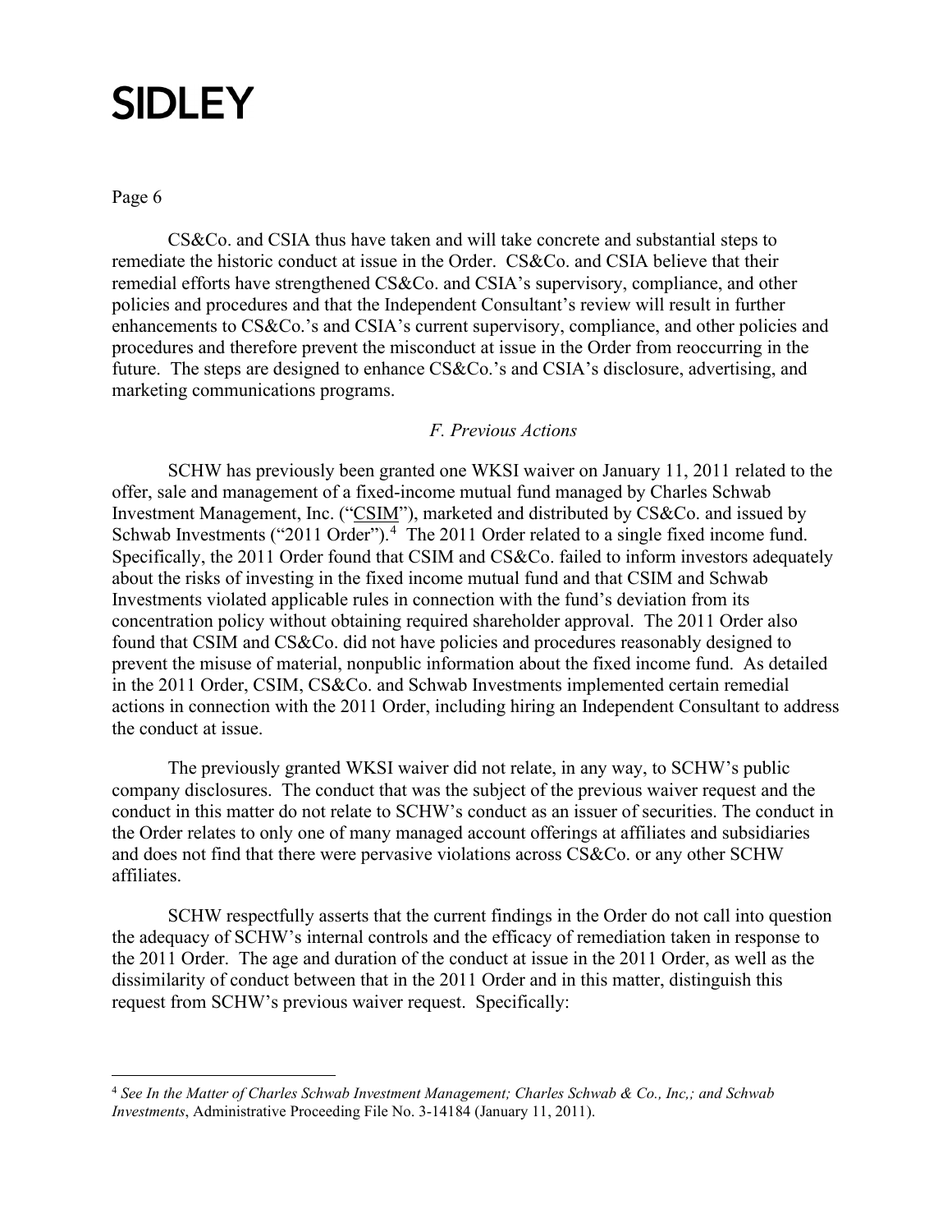CS&Co. and CSIA thus have taken and will take concrete and substantial steps to remediate the historic conduct at issue in the Order. CS&Co. and CSIA believe that their remedial efforts have strengthened CS&Co. and CSIA's supervisory, compliance, and other policies and procedures and that the Independent Consultant's review will result in further enhancements to CS&Co.'s and CSIA's current supervisory, compliance, and other policies and procedures and therefore prevent the misconduct at issue in the Order from reoccurring in the future. The steps are designed to enhance CS&Co.'s and CSIA's disclosure, advertising, and marketing communications programs.

*F. Previous Actions*

SCHW has previously been granted one WKSI waiver on January 11, 2011 related to the offer, sale and management of a fixed-income mutual fund managed by Charles Schwab Investment Management, Inc. ("CSIM"), marketed and distributed by CS&Co. and issued by Schwab Investments ("2011 Order").[4] The 2011 Order related to a single fixed income fund. Specifically, the 2011 Order found that CSIM and CS&Co. failed to inform investors adequately about the risks of investing in the fixed income mutual fund and that CSIM and Schwab Investments violated applicable rules in connection with the fund's deviation from its concentration policy without obtaining required shareholder approval. The 2011 Order also found that CSIM and CS&Co. did not have policies and procedures reasonably designed to prevent the misuse of material, nonpublic information about the fixed income fund. As detailed in the 2011 Order, CSIM, CS&Co. and Schwab Investments implemented certain remedial actions in connection with the 2011 Order, including hiring an Independent Consultant to address the conduct at issue.

The previously granted WKSI waiver did not relate, in any way, to SCHW's public company disclosures. The conduct that was the subject of the previous waiver request and the conduct in this matter do not relate to SCHW's conduct as an issuer of securities. The conduct in the Order relates to only one of many managed account offerings at affiliates and subsidiaries and does not find that there were pervasive violations across CS&Co. or any other SCHW affiliates.

SCHW respectfully asserts that the current findings in the Order do not call into question the adequacy of SCHW's internal controls and the efficacy of remediation taken in response to the 2011 Order. The age and duration of the conduct at issue in the 2011 Order, as well as the dissimilarity of conduct between that in the 2011 Order and in this matter, distinguish this request from SCHW's previous waiver request. Specifically:

---

[4] *See In the Matter of Charles Schwab Investment Management; Charles Schwab & Co., Inc,; and Schwab Investments*, Administrative Proceeding File No. 3-14184 (January 11, 2011).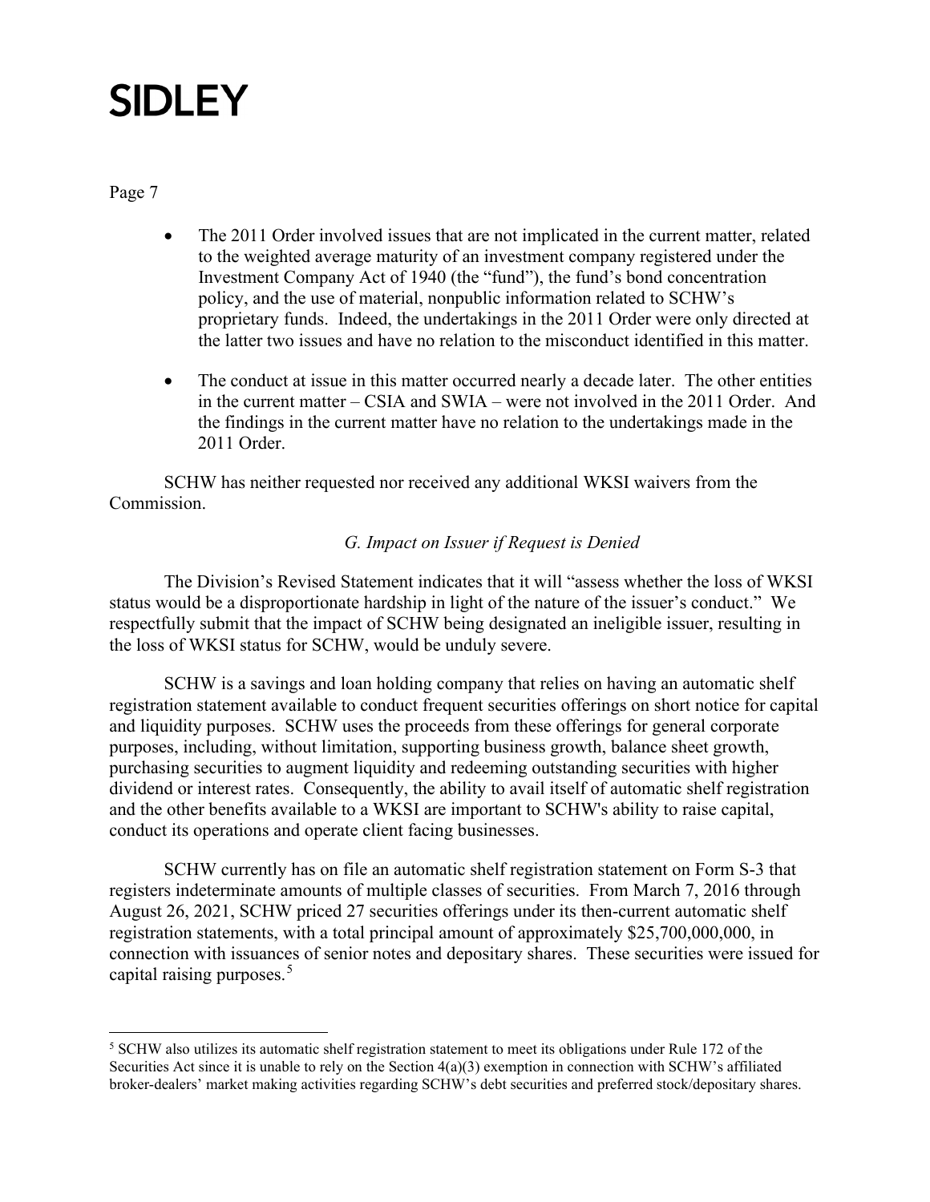- The 2011 Order involved issues that are not implicated in the current matter, related to the weighted average maturity of an investment company registered under the Investment Company Act of 1940 (the "fund"), the fund's bond concentration policy, and the use of material, nonpublic information related to SCHW's proprietary funds. Indeed, the undertakings in the 2011 Order were only directed at the latter two issues and have no relation to the misconduct identified in this matter.

- The conduct at issue in this matter occurred nearly a decade later. The other entities in the current matter – CSIA and SWIA – were not involved in the 2011 Order. And the findings in the current matter have no relation to the undertakings made in the 2011 Order.

SCHW has neither requested nor received any additional WKSI waivers from the Commission.

*G. Impact on Issuer if Request is Denied*

The Division's Revised Statement indicates that it will "assess whether the loss of WKSI status would be a disproportionate hardship in light of the nature of the issuer's conduct." We respectfully submit that the impact of SCHW being designated an ineligible issuer, resulting in the loss of WKSI status for SCHW, would be unduly severe.

SCHW is a savings and loan holding company that relies on having an automatic shelf registration statement available to conduct frequent securities offerings on short notice for capital and liquidity purposes. SCHW uses the proceeds from these offerings for general corporate purposes, including, without limitation, supporting business growth, balance sheet growth, purchasing securities to augment liquidity and redeeming outstanding securities with higher dividend or interest rates. Consequently, the ability to avail itself of automatic shelf registration and the other benefits available to a WKSI are important to SCHW's ability to raise capital, conduct its operations and operate client facing businesses.

SCHW currently has on file an automatic shelf registration statement on Form S-3 that registers indeterminate amounts of multiple classes of securities. From March 7, 2016 through August 26, 2021, SCHW priced 27 securities offerings under its then-current automatic shelf registration statements, with a total principal amount of approximately $25,700,000,000, in connection with issuances of senior notes and depositary shares. These securities were issued for capital raising purposes.[5]

[5] SCHW also utilizes its automatic shelf registration statement to meet its obligations under Rule 172 of the Securities Act since it is unable to rely on the Section 4(a)(3) exemption in connection with SCHW's affiliated broker-dealers' market making activities regarding SCHW's debt securities and preferred stock/depositary shares.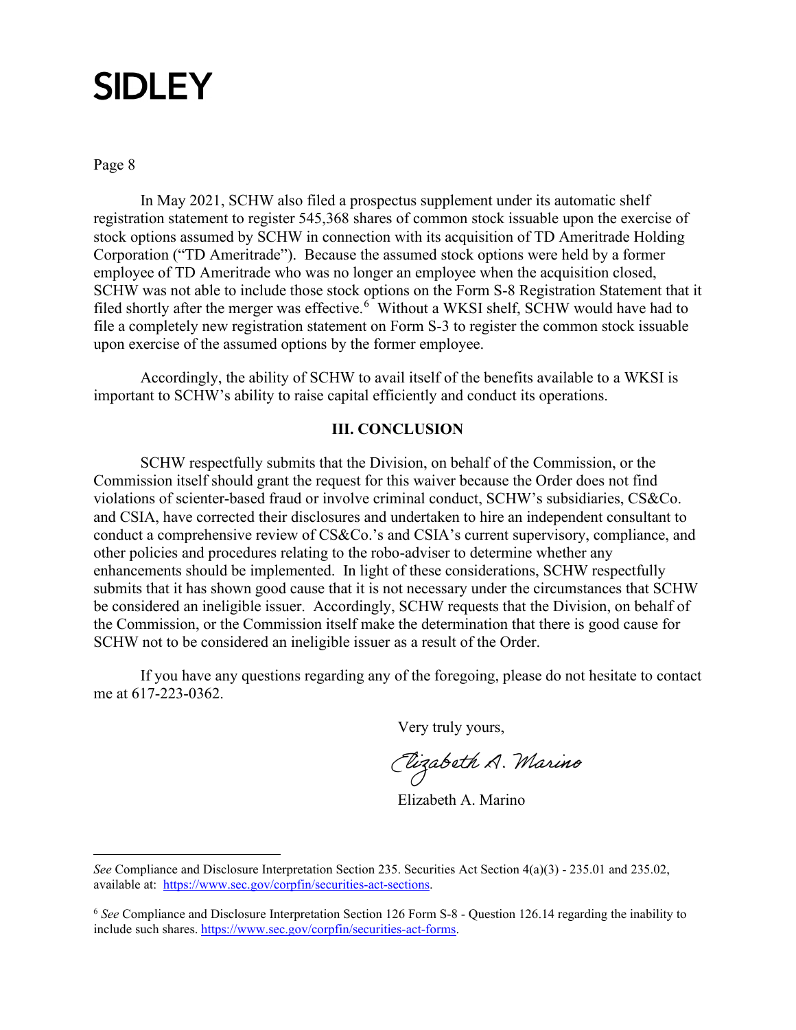**SIDLEY**

In May 2021, SCHW also filed a prospectus supplement under its automatic shelf registration statement to register 545,368 shares of common stock issuable upon the exercise of stock options assumed by SCHW in connection with its acquisition of TD Ameritrade Holding Corporation ("TD Ameritrade"). Because the assumed stock options were held by a former employee of TD Ameritrade who was no longer an employee when the acquisition closed, SCHW was not able to include those stock options on the Form S-8 Registration Statement that it filed shortly after the merger was effective.[6] Without a WKSI shelf, SCHW would have had to file a completely new registration statement on Form S-3 to register the common stock issuable upon exercise of the assumed options by the former employee.

Accordingly, the ability of SCHW to avail itself of the benefits available to a WKSI is important to SCHW's ability to raise capital efficiently and conduct its operations.

## III. CONCLUSION

SCHW respectfully submits that the Division, on behalf of the Commission, or the Commission itself should grant the request for this waiver because the Order does not find violations of scienter-based fraud or involve criminal conduct, SCHW's subsidiaries, CS&Co. and CSIA, have corrected their disclosures and undertaken to hire an independent consultant to conduct a comprehensive review of CS&Co.'s and CSIA's current supervisory, compliance, and other policies and procedures relating to the robo-adviser to determine whether any enhancements should be implemented. In light of these considerations, SCHW respectfully submits that it has shown good cause that it is not necessary under the circumstances that SCHW be considered an ineligible issuer. Accordingly, SCHW requests that the Division, on behalf of the Commission, or the Commission itself make the determination that there is good cause for SCHW not to be considered an ineligible issuer as a result of the Order.

If you have any questions regarding any of the foregoing, please do not hesitate to contact me at 617-223-0362.

Very truly yours,

*Elizabeth A. Marino*

Elizabeth A. Marino

---

*See* Compliance and Disclosure Interpretation Section 235. Securities Act Section 4(a)(3) - 235.01 and 235.02, available at: https://www.sec.gov/corpfin/securities-act-sections.

[6] *See* Compliance and Disclosure Interpretation Section 126 Form S-8 - Question 126.14 regarding the inability to include such shares. https://www.sec.gov/corpfin/securities-act-forms.